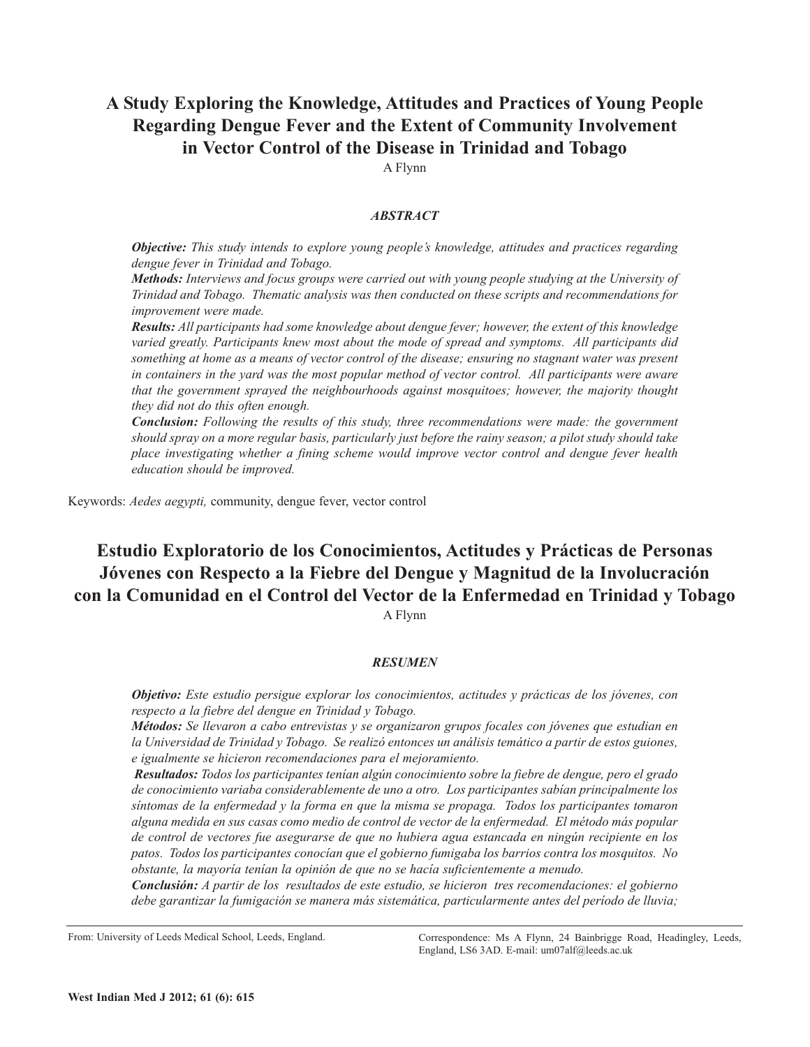# A Study Exploring the Knowledge, Attitudes and Practices of Young People Regarding Dengue Fever and the Extent of Community Involvement in Vector Control of the Disease in Trinidad and Tobago

A Flynn

### *ABSTRACT*

***Objective:*** *This study intends to explore young people's knowledge, attitudes and practices regarding dengue fever in Trinidad and Tobago.*

***Methods:*** *Interviews and focus groups were carried out with young people studying at the University of Trinidad and Tobago. Thematic analysis was then conducted on these scripts and recommendations for improvement were made.*

***Results:*** *All participants had some knowledge about dengue fever; however, the extent of this knowledge varied greatly. Participants knew most about the mode of spread and symptoms. All participants did something at home as a means of vector control of the disease; ensuring no stagnant water was present in containers in the yard was the most popular method of vector control. All participants were aware that the government sprayed the neighbourhoods against mosquitoes; however, the majority thought they did not do this often enough.*

***Conclusion:*** *Following the results of this study, three recommendations were made: the government should spray on a more regular basis, particularly just before the rainy season; a pilot study should take place investigating whether a fining scheme would improve vector control and dengue fever health education should be improved.*

Keywords: *Aedes aegypti,* community, dengue fever, vector control

# Estudio Exploratorio de los Conocimientos, Actitudes y Prácticas de Personas Jóvenes con Respecto a la Fiebre del Dengue y Magnitud de la Involucración con la Comunidad en el Control del Vector de la Enfermedad en Trinidad y Tobago

A Flynn

### *RESUMEN*

***Objetivo:*** *Este estudio persigue explorar los conocimientos, actitudes y prácticas de los jóvenes, con respecto a la fiebre del dengue en Trinidad y Tobago.*

***Métodos:*** *Se llevaron a cabo entrevistas y se organizaron grupos focales con jóvenes que estudian en la Universidad de Trinidad y Tobago. Se realizó entonces un análisis temático a partir de estos guiones, e igualmente se hicieron recomendaciones para el mejoramiento.*

***Resultados:*** *Todos los participantes tenían algún conocimiento sobre la fiebre de dengue, pero el grado de conocimiento variaba considerablemente de uno a otro. Los participantes sabían principalmente los síntomas de la enfermedad y la forma en que la misma se propaga. Todos los participantes tomaron alguna medida en sus casas como medio de control de vector de la enfermedad. El método más popular de control de vectores fue asegurarse de que no hubiera agua estancada en ningún recipiente en los patos. Todos los participantes conocían que el gobierno fumigaba los barrios contra los mosquitos. No obstante, la mayoría tenían la opinión de que no se hacía suficientemente a menudo.*

***Conclusión:*** *A partir de los resultados de este estudio, se hicieron tres recomendaciones: el gobierno debe garantizar la fumigación se manera más sistemática, particularmente antes del período de lluvia;*

From: University of Leeds Medical School, Leeds, England.

Correspondence: Ms A Flynn, 24 Bainbrigge Road, Headingley, Leeds, England, LS6 3AD. E-mail: um07alf@leeds.ac.uk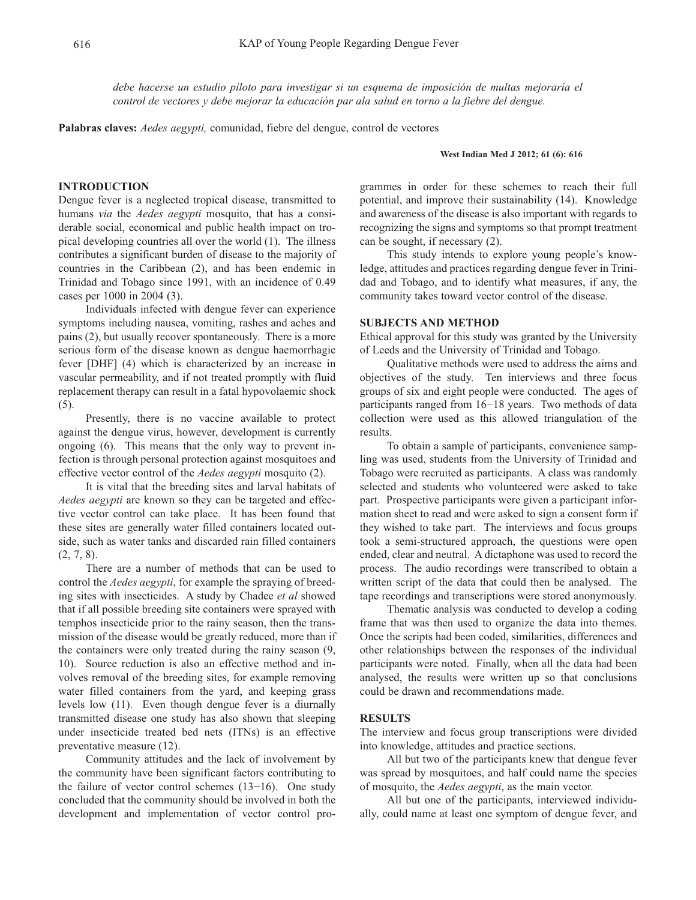*debe hacerse un estudio piloto para investigar si un esquema de imposición de multas mejoraría el control de vectores y debe mejorar la educación par ala salud en torno a la fiebre del dengue.*

**Palabras claves:** *Aedes aegypti,* comunidad, fiebre del dengue, control de vectores

## INTRODUCTION

Dengue fever is a neglected tropical disease, transmitted to humans *via* the *Aedes aegypti* mosquito, that has a considerable social, economical and public health impact on tropical developing countries all over the world (1). The illness contributes a significant burden of disease to the majority of countries in the Caribbean (2), and has been endemic in Trinidad and Tobago since 1991, with an incidence of 0.49 cases per 1000 in 2004 (3).

Individuals infected with dengue fever can experience symptoms including nausea, vomiting, rashes and aches and pains (2), but usually recover spontaneously. There is a more serious form of the disease known as dengue haemorrhagic fever [DHF] (4) which is characterized by an increase in vascular permeability, and if not treated promptly with fluid replacement therapy can result in a fatal hypovolaemic shock (5).

Presently, there is no vaccine available to protect against the dengue virus, however, development is currently ongoing (6). This means that the only way to prevent infection is through personal protection against mosquitoes and effective vector control of the *Aedes aegypti* mosquito (2).

It is vital that the breeding sites and larval habitats of *Aedes aegypti* are known so they can be targeted and effective vector control can take place. It has been found that these sites are generally water filled containers located outside, such as water tanks and discarded rain filled containers (2, 7, 8).

There are a number of methods that can be used to control the *Aedes aegypti*, for example the spraying of breeding sites with insecticides. A study by Chadee *et al* showed that if all possible breeding site containers were sprayed with temphos insecticide prior to the rainy season, then the transmission of the disease would be greatly reduced, more than if the containers were only treated during the rainy season (9, 10). Source reduction is also an effective method and involves removal of the breeding sites, for example removing water filled containers from the yard, and keeping grass levels low (11). Even though dengue fever is a diurnally transmitted disease one study has also shown that sleeping under insecticide treated bed nets (ITNs) is an effective preventative measure (12).

Community attitudes and the lack of involvement by the community have been significant factors contributing to the failure of vector control schemes (13−16). One study concluded that the community should be involved in both the development and implementation of vector control programmes in order for these schemes to reach their full potential, and improve their sustainability (14). Knowledge and awareness of the disease is also important with regards to recognizing the signs and symptoms so that prompt treatment can be sought, if necessary (2).

This study intends to explore young people's knowledge, attitudes and practices regarding dengue fever in Trinidad and Tobago, and to identify what measures, if any, the community takes toward vector control of the disease.

## SUBJECTS AND METHOD

Ethical approval for this study was granted by the University of Leeds and the University of Trinidad and Tobago.

Qualitative methods were used to address the aims and objectives of the study. Ten interviews and three focus groups of six and eight people were conducted. The ages of participants ranged from 16−18 years. Two methods of data collection were used as this allowed triangulation of the results.

To obtain a sample of participants, convenience sampling was used, students from the University of Trinidad and Tobago were recruited as participants. A class was randomly selected and students who volunteered were asked to take part. Prospective participants were given a participant information sheet to read and were asked to sign a consent form if they wished to take part. The interviews and focus groups took a semi-structured approach, the questions were open ended, clear and neutral. A dictaphone was used to record the process. The audio recordings were transcribed to obtain a written script of the data that could then be analysed. The tape recordings and transcriptions were stored anonymously.

Thematic analysis was conducted to develop a coding frame that was then used to organize the data into themes. Once the scripts had been coded, similarities, differences and other relationships between the responses of the individual participants were noted. Finally, when all the data had been analysed, the results were written up so that conclusions could be drawn and recommendations made.

## RESULTS

The interview and focus group transcriptions were divided into knowledge, attitudes and practice sections.

All but two of the participants knew that dengue fever was spread by mosquitoes, and half could name the species of mosquito, the *Aedes aegypti*, as the main vector.

All but one of the participants, interviewed individually, could name at least one symptom of dengue fever, and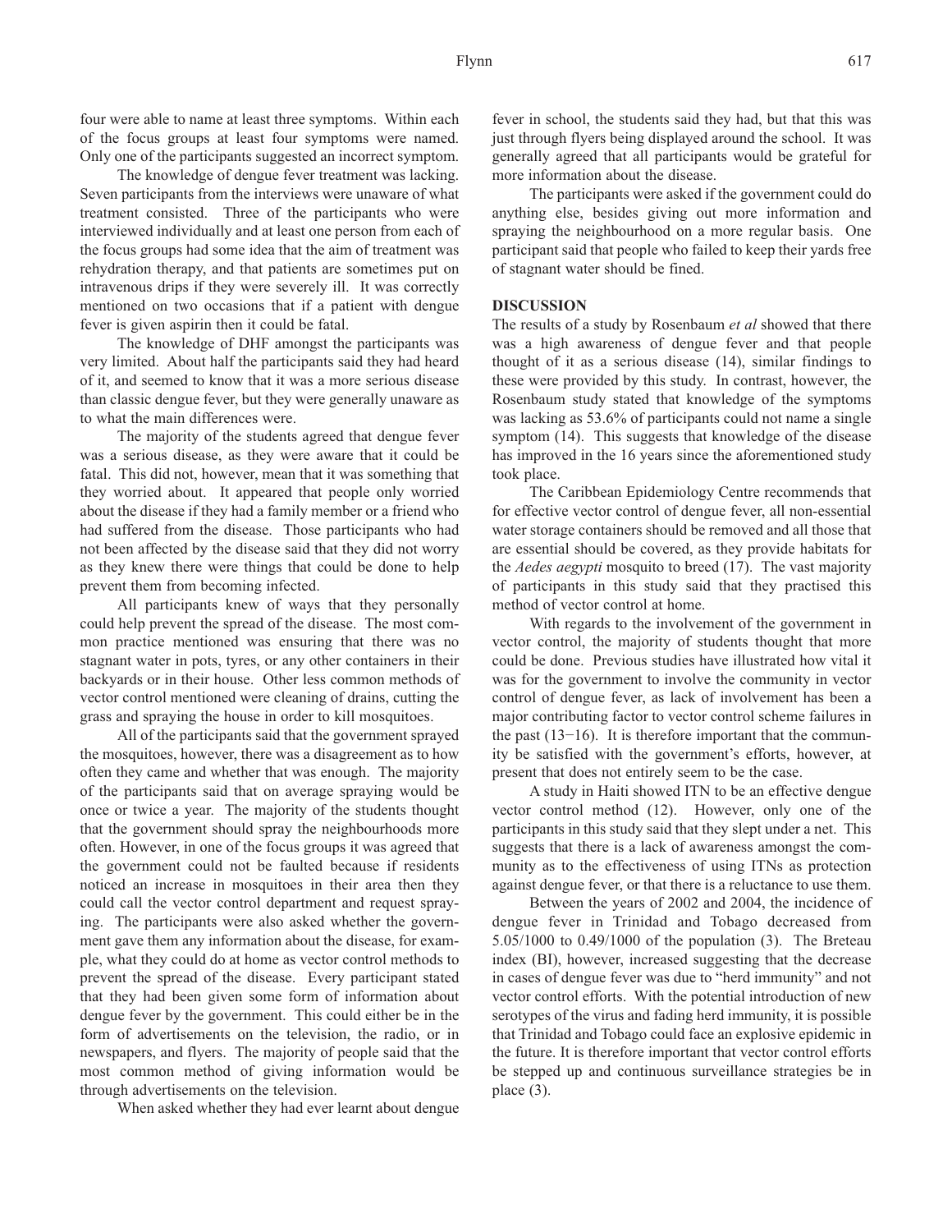four were able to name at least three symptoms. Within each of the focus groups at least four symptoms were named. Only one of the participants suggested an incorrect symptom.

The knowledge of dengue fever treatment was lacking. Seven participants from the interviews were unaware of what treatment consisted. Three of the participants who were interviewed individually and at least one person from each of the focus groups had some idea that the aim of treatment was rehydration therapy, and that patients are sometimes put on intravenous drips if they were severely ill. It was correctly mentioned on two occasions that if a patient with dengue fever is given aspirin then it could be fatal.

The knowledge of DHF amongst the participants was very limited. About half the participants said they had heard of it, and seemed to know that it was a more serious disease than classic dengue fever, but they were generally unaware as to what the main differences were.

The majority of the students agreed that dengue fever was a serious disease, as they were aware that it could be fatal. This did not, however, mean that it was something that they worried about. It appeared that people only worried about the disease if they had a family member or a friend who had suffered from the disease. Those participants who had not been affected by the disease said that they did not worry as they knew there were things that could be done to help prevent them from becoming infected.

All participants knew of ways that they personally could help prevent the spread of the disease. The most common practice mentioned was ensuring that there was no stagnant water in pots, tyres, or any other containers in their backyards or in their house. Other less common methods of vector control mentioned were cleaning of drains, cutting the grass and spraying the house in order to kill mosquitoes.

All of the participants said that the government sprayed the mosquitoes, however, there was a disagreement as to how often they came and whether that was enough. The majority of the participants said that on average spraying would be once or twice a year. The majority of the students thought that the government should spray the neighbourhoods more often. However, in one of the focus groups it was agreed that the government could not be faulted because if residents noticed an increase in mosquitoes in their area then they could call the vector control department and request spraying. The participants were also asked whether the government gave them any information about the disease, for example, what they could do at home as vector control methods to prevent the spread of the disease. Every participant stated that they had been given some form of information about dengue fever by the government. This could either be in the form of advertisements on the television, the radio, or in newspapers, and flyers. The majority of people said that the most common method of giving information would be through advertisements on the television.

When asked whether they had ever learnt about dengue fever in school, the students said they had, but that this was just through flyers being displayed around the school. It was generally agreed that all participants would be grateful for more information about the disease.

The participants were asked if the government could do anything else, besides giving out more information and spraying the neighbourhood on a more regular basis. One participant said that people who failed to keep their yards free of stagnant water should be fined.

## DISCUSSION

The results of a study by Rosenbaum *et al* showed that there was a high awareness of dengue fever and that people thought of it as a serious disease (14), similar findings to these were provided by this study. In contrast, however, the Rosenbaum study stated that knowledge of the symptoms was lacking as 53.6% of participants could not name a single symptom (14). This suggests that knowledge of the disease has improved in the 16 years since the aforementioned study took place.

The Caribbean Epidemiology Centre recommends that for effective vector control of dengue fever, all non-essential water storage containers should be removed and all those that are essential should be covered, as they provide habitats for the *Aedes aegypti* mosquito to breed (17). The vast majority of participants in this study said that they practised this method of vector control at home.

With regards to the involvement of the government in vector control, the majority of students thought that more could be done. Previous studies have illustrated how vital it was for the government to involve the community in vector control of dengue fever, as lack of involvement has been a major contributing factor to vector control scheme failures in the past (13−16). It is therefore important that the community be satisfied with the government's efforts, however, at present that does not entirely seem to be the case.

A study in Haiti showed ITN to be an effective dengue vector control method (12). However, only one of the participants in this study said that they slept under a net. This suggests that there is a lack of awareness amongst the community as to the effectiveness of using ITNs as protection against dengue fever, or that there is a reluctance to use them.

Between the years of 2002 and 2004, the incidence of dengue fever in Trinidad and Tobago decreased from 5.05/1000 to 0.49/1000 of the population (3). The Breteau index (BI), however, increased suggesting that the decrease in cases of dengue fever was due to "herd immunity" and not vector control efforts. With the potential introduction of new serotypes of the virus and fading herd immunity, it is possible that Trinidad and Tobago could face an explosive epidemic in the future. It is therefore important that vector control efforts be stepped up and continuous surveillance strategies be in place (3).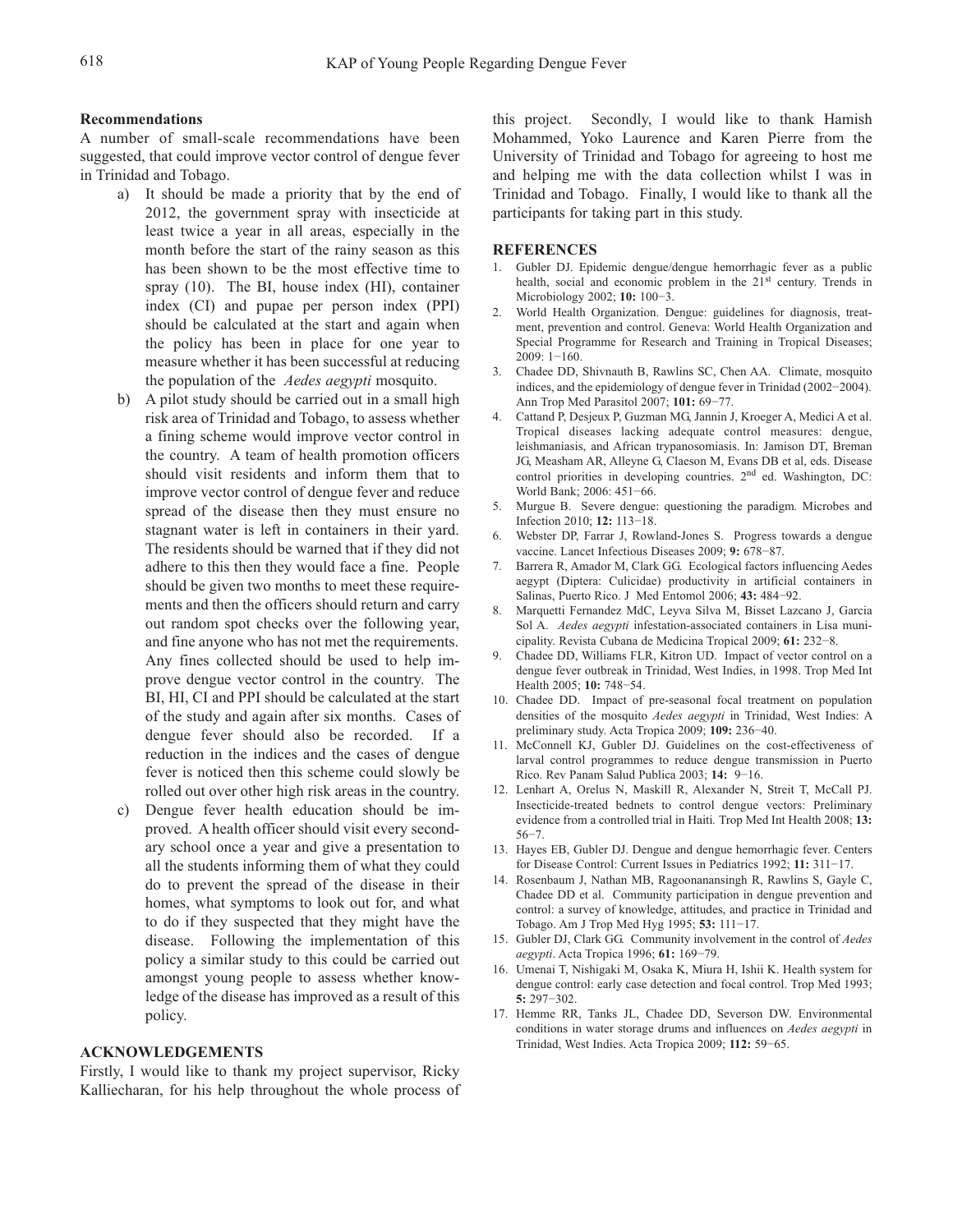## Recommendations

A number of small-scale recommendations have been suggested, that could improve vector control of dengue fever in Trinidad and Tobago.

a) It should be made a priority that by the end of 2012, the government spray with insecticide at least twice a year in all areas, especially in the month before the start of the rainy season as this has been shown to be the most effective time to spray (10). The BI, house index (HI), container index (CI) and pupae per person index (PPI) should be calculated at the start and again when the policy has been in place for one year to measure whether it has been successful at reducing the population of the *Aedes aegypti* mosquito.

b) A pilot study should be carried out in a small high risk area of Trinidad and Tobago, to assess whether a fining scheme would improve vector control in the country. A team of health promotion officers should visit residents and inform them that to improve vector control of dengue fever and reduce spread of the disease then they must ensure no stagnant water is left in containers in their yard. The residents should be warned that if they did not adhere to this then they would face a fine. People should be given two months to meet these requirements and then the officers should return and carry out random spot checks over the following year, and fine anyone who has not met the requirements. Any fines collected should be used to help improve dengue vector control in the country. The BI, HI, CI and PPI should be calculated at the start of the study and again after six months. Cases of dengue fever should also be recorded. If a reduction in the indices and the cases of dengue fever is noticed then this scheme could slowly be rolled out over other high risk areas in the country.

c) Dengue fever health education should be improved. A health officer should visit every secondary school once a year and give a presentation to all the students informing them of what they could do to prevent the spread of the disease in their homes, what symptoms to look out for, and what to do if they suspected that they might have the disease. Following the implementation of this policy a similar study to this could be carried out amongst young people to assess whether knowledge of the disease has improved as a result of this policy.

## ACKNOWLEDGEMENTS

Firstly, I would like to thank my project supervisor, Ricky Kalliecharan, for his help throughout the whole process of this project. Secondly, I would like to thank Hamish Mohammed, Yoko Laurence and Karen Pierre from the University of Trinidad and Tobago for agreeing to host me and helping me with the data collection whilst I was in Trinidad and Tobago. Finally, I would like to thank all the participants for taking part in this study.

## REFERENCES

1. Gubler DJ. Epidemic dengue/dengue hemorrhagic fever as a public health, social and economic problem in the 21st century. Trends in Microbiology 2002; **10:** 100−3.
2. World Health Organization. Dengue: guidelines for diagnosis, treatment, prevention and control. Geneva: World Health Organization and Special Programme for Research and Training in Tropical Diseases; 2009: 1−160.
3. Chadee DD, Shivnauth B, Rawlins SC, Chen AA. Climate, mosquito indices, and the epidemiology of dengue fever in Trinidad (2002−2004). Ann Trop Med Parasitol 2007; **101:** 69−77.
4. Cattand P, Desjeux P, Guzman MG, Jannin J, Kroeger A, Medici A et al. Tropical diseases lacking adequate control measures: dengue, leishmaniasis, and African trypanosomiasis. In: Jamison DT, Breman JG, Measham AR, Alleyne G, Claeson M, Evans DB et al, eds. Disease control priorities in developing countries. 2nd ed. Washington, DC: World Bank; 2006: 451−66.
5. Murgue B. Severe dengue: questioning the paradigm. Microbes and Infection 2010; **12:** 113−18.
6. Webster DP, Farrar J, Rowland-Jones S. Progress towards a dengue vaccine. Lancet Infectious Diseases 2009; **9:** 678−87.
7. Barrera R, Amador M, Clark GG. Ecological factors influencing Aedes aegypt (Diptera: Culicidae) productivity in artificial containers in Salinas, Puerto Rico. J Med Entomol 2006; **43:** 484−92.
8. Marquetti Fernandez MdC, Leyva Silva M, Bisset Lazcano J, Garcia Sol A. *Aedes aegypti* infestation-associated containers in Lisa municipality. Revista Cubana de Medicina Tropical 2009; **61:** 232−8.
9. Chadee DD, Williams FLR, Kitron UD. Impact of vector control on a dengue fever outbreak in Trinidad, West Indies, in 1998. Trop Med Int Health 2005; **10:** 748−54.
10. Chadee DD. Impact of pre-seasonal focal treatment on population densities of the mosquito *Aedes aegypti* in Trinidad, West Indies: A preliminary study. Acta Tropica 2009; **109:** 236−40.
11. McConnell KJ, Gubler DJ. Guidelines on the cost-effectiveness of larval control programmes to reduce dengue transmission in Puerto Rico. Rev Panam Salud Publica 2003; **14:** 9−16.
12. Lenhart A, Orelus N, Maskill R, Alexander N, Streit T, McCall PJ. Insecticide-treated bednets to control dengue vectors: Preliminary evidence from a controlled trial in Haiti. Trop Med Int Health 2008; **13:** 56−7.
13. Hayes EB, Gubler DJ. Dengue and dengue hemorrhagic fever. Centers for Disease Control: Current Issues in Pediatrics 1992; **11:** 311−17.
14. Rosenbaum J, Nathan MB, Ragoonanansingh R, Rawlins S, Gayle C, Chadee DD et al. Community participation in dengue prevention and control: a survey of knowledge, attitudes, and practice in Trinidad and Tobago. Am J Trop Med Hyg 1995; **53:** 111−17.
15. Gubler DJ, Clark GG. Community involvement in the control of *Aedes aegypti*. Acta Tropica 1996; **61:** 169−79.
16. Umenai T, Nishigaki M, Osaka K, Miura H, Ishii K. Health system for dengue control: early case detection and focal control. Trop Med 1993; **5:** 297–302.
17. Hemme RR, Tanks JL, Chadee DD, Severson DW. Environmental conditions in water storage drums and influences on *Aedes aegypti* in Trinidad, West Indies. Acta Tropica 2009; **112:** 59−65.